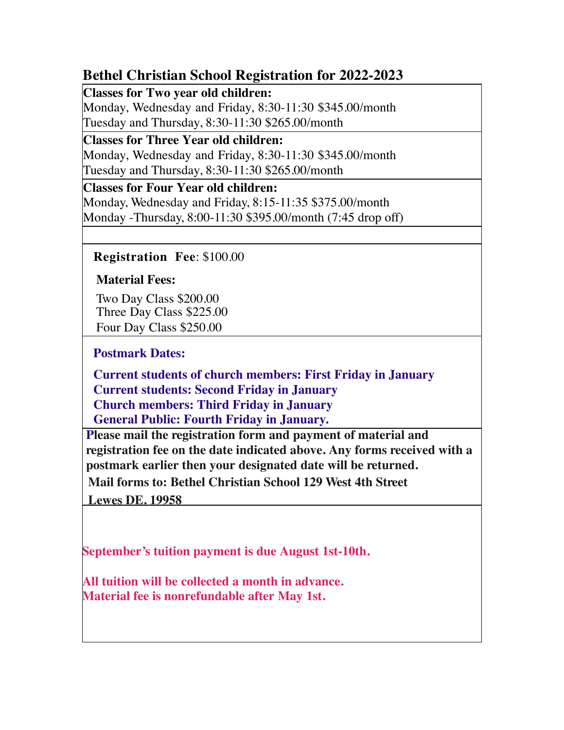# Bethel Christian School Registration for 2022-2023

**Classes for Two year old children:**
Monday, Wednesday and Friday, 8:30-11:30 $345.00/month
Tuesday and Thursday, 8:30-11:30 $265.00/month

**Classes for Three Year old children:**
Monday, Wednesday and Friday, 8:30-11:30 $345.00/month
Tuesday and Thursday, 8:30-11:30 $265.00/month

**Classes for Four Year old children:**
Monday, Wednesday and Friday, 8:15-11:35 $375.00/month
Monday -Thursday, 8:00-11:30 $395.00/month (7:45 drop off)

**Registration Fee**: $100.00

**Material Fees:**

Two Day Class $200.00
Three Day Class $225.00
Four Day Class $250.00

**Postmark Dates:**

**Current students of church members: First Friday in January**
**Current students: Second Friday in January**
**Church members: Third Friday in January**
**General Public: Fourth Friday in January.**

**Please mail the registration form and payment of material and registration fee on the date indicated above. Any forms received with a postmark earlier then your designated date will be returned.**

**Mail forms to: Bethel Christian School 129 West 4th Street Lewes DE. 19958**

**September's tuition payment is due August 1st-10th.**

**All tuition will be collected a month in advance.**
**Material fee is nonrefundable after May 1st.**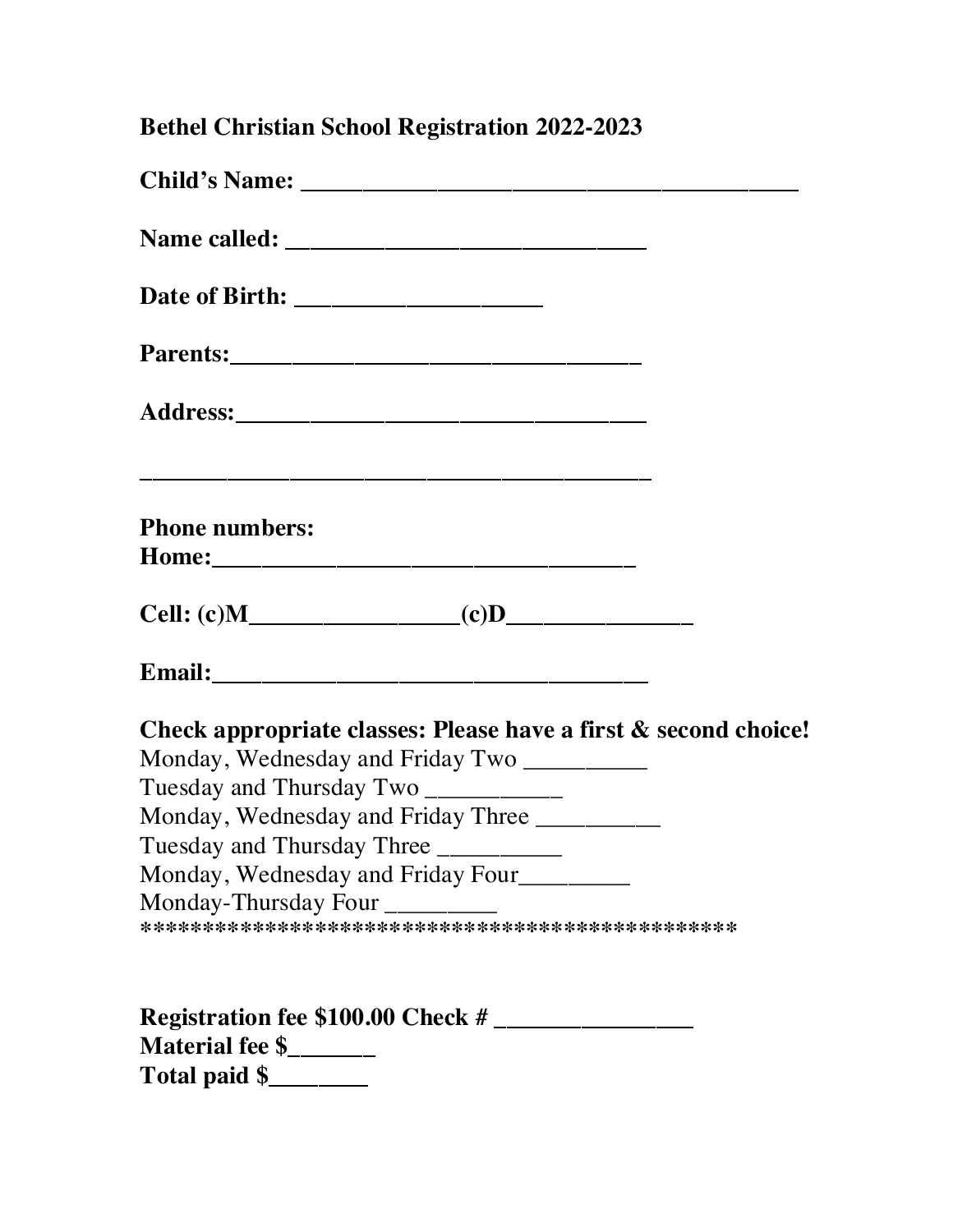**Bethel Christian School Registration 2022-2023**

**Child's Name: ________________________________________**

**Name called: _____________________________**

**Date of Birth: ____________________**

**Parents:_________________________________**

**Address:_________________________________**

**_________________________________________**

**Phone numbers:**
**Home:__________________________________**

**Cell: (c)M_________________(c)D_______________**

**Email:__________________________________**

**Check appropriate classes: Please have a first & second choice!**
Monday, Wednesday and Friday Two __________
Tuesday and Thursday Two ___________
Monday, Wednesday and Friday Three __________
Tuesday and Thursday Three __________
Monday, Wednesday and Friday Four_________
Monday-Thursday Four _________
***********************************************

**Registration fee $100.00 Check # ________________**
**Material fee $_______**
**Total paid $________**